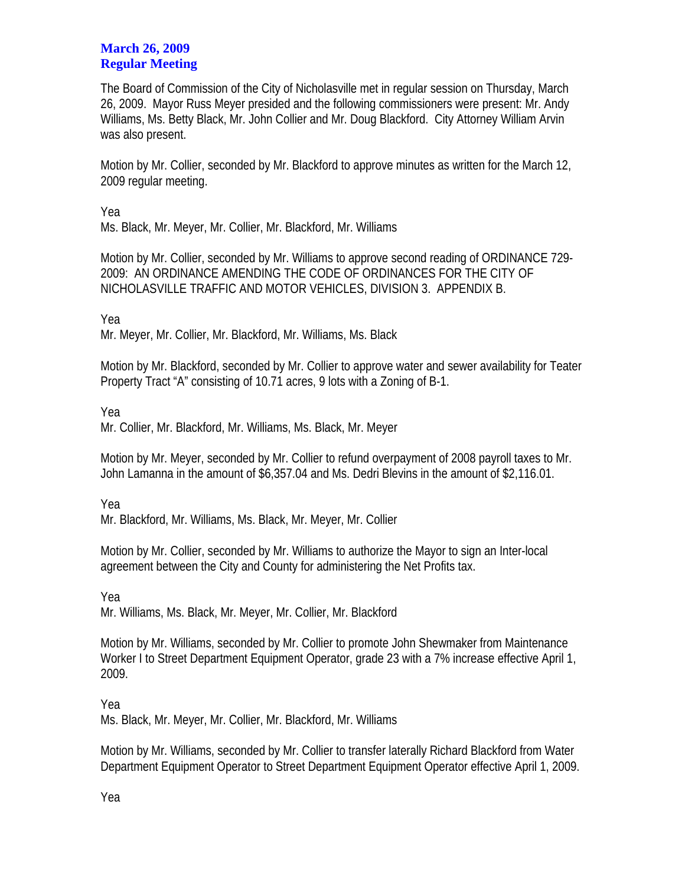# March 26, 2009
## Regular Meeting

The Board of Commission of the City of Nicholasville met in regular session on Thursday, March 26, 2009. Mayor Russ Meyer presided and the following commissioners were present: Mr. Andy Williams, Ms. Betty Black, Mr. John Collier and Mr. Doug Blackford. City Attorney William Arvin was also present.

Motion by Mr. Collier, seconded by Mr. Blackford to approve minutes as written for the March 12, 2009 regular meeting.

Yea
Ms. Black, Mr. Meyer, Mr. Collier, Mr. Blackford, Mr. Williams

Motion by Mr. Collier, seconded by Mr. Williams to approve second reading of ORDINANCE 729-2009: AN ORDINANCE AMENDING THE CODE OF ORDINANCES FOR THE CITY OF NICHOLASVILLE TRAFFIC AND MOTOR VEHICLES, DIVISION 3. APPENDIX B.

Yea
Mr. Meyer, Mr. Collier, Mr. Blackford, Mr. Williams, Ms. Black

Motion by Mr. Blackford, seconded by Mr. Collier to approve water and sewer availability for Teater Property Tract "A" consisting of 10.71 acres, 9 lots with a Zoning of B-1.

Yea
Mr. Collier, Mr. Blackford, Mr. Williams, Ms. Black, Mr. Meyer

Motion by Mr. Meyer, seconded by Mr. Collier to refund overpayment of 2008 payroll taxes to Mr. John Lamanna in the amount of $6,357.04 and Ms. Dedri Blevins in the amount of $2,116.01.

Yea
Mr. Blackford, Mr. Williams, Ms. Black, Mr. Meyer, Mr. Collier

Motion by Mr. Collier, seconded by Mr. Williams to authorize the Mayor to sign an Inter-local agreement between the City and County for administering the Net Profits tax.

Yea
Mr. Williams, Ms. Black, Mr. Meyer, Mr. Collier, Mr. Blackford

Motion by Mr. Williams, seconded by Mr. Collier to promote John Shewmaker from Maintenance Worker I to Street Department Equipment Operator, grade 23 with a 7% increase effective April 1, 2009.

Yea
Ms. Black, Mr. Meyer, Mr. Collier, Mr. Blackford, Mr. Williams

Motion by Mr. Williams, seconded by Mr. Collier to transfer laterally Richard Blackford from Water Department Equipment Operator to Street Department Equipment Operator effective April 1, 2009.

Yea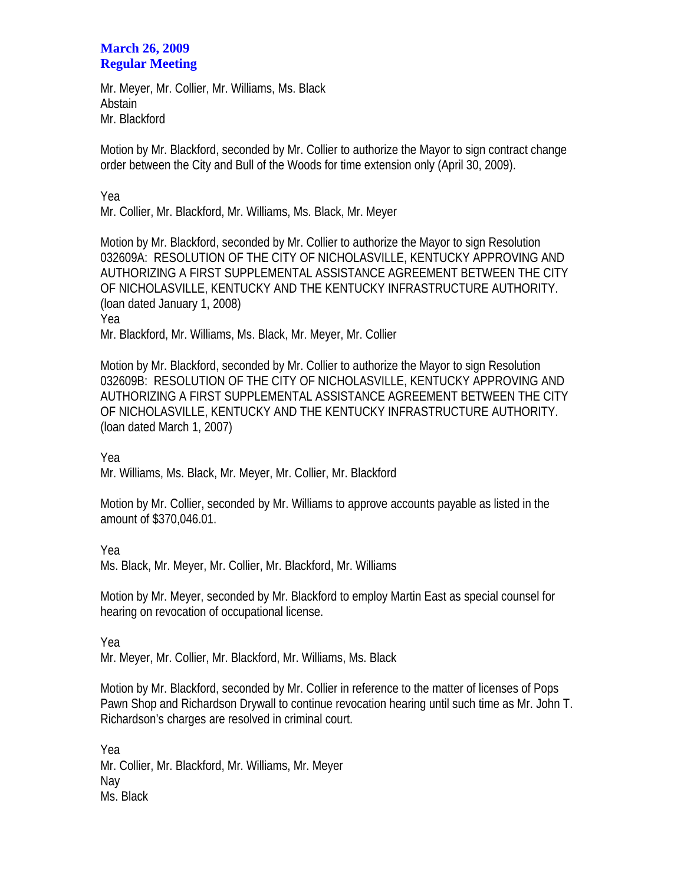**March 26, 2009**
**Regular Meeting**

Mr. Meyer, Mr. Collier, Mr. Williams, Ms. Black
Abstain
Mr. Blackford

Motion by Mr. Blackford, seconded by Mr. Collier to authorize the Mayor to sign contract change order between the City and Bull of the Woods for time extension only (April 30, 2009).

Yea
Mr. Collier, Mr. Blackford, Mr. Williams, Ms. Black, Mr. Meyer

Motion by Mr. Blackford, seconded by Mr. Collier to authorize the Mayor to sign Resolution 032609A: RESOLUTION OF THE CITY OF NICHOLASVILLE, KENTUCKY APPROVING AND AUTHORIZING A FIRST SUPPLEMENTAL ASSISTANCE AGREEMENT BETWEEN THE CITY OF NICHOLASVILLE, KENTUCKY AND THE KENTUCKY INFRASTRUCTURE AUTHORITY. (loan dated January 1, 2008)
Yea
Mr. Blackford, Mr. Williams, Ms. Black, Mr. Meyer, Mr. Collier

Motion by Mr. Blackford, seconded by Mr. Collier to authorize the Mayor to sign Resolution 032609B: RESOLUTION OF THE CITY OF NICHOLASVILLE, KENTUCKY APPROVING AND AUTHORIZING A FIRST SUPPLEMENTAL ASSISTANCE AGREEMENT BETWEEN THE CITY OF NICHOLASVILLE, KENTUCKY AND THE KENTUCKY INFRASTRUCTURE AUTHORITY. (loan dated March 1, 2007)

Yea
Mr. Williams, Ms. Black, Mr. Meyer, Mr. Collier, Mr. Blackford

Motion by Mr. Collier, seconded by Mr. Williams to approve accounts payable as listed in the amount of $370,046.01.

Yea
Ms. Black, Mr. Meyer, Mr. Collier, Mr. Blackford, Mr. Williams

Motion by Mr. Meyer, seconded by Mr. Blackford to employ Martin East as special counsel for hearing on revocation of occupational license.

Yea
Mr. Meyer, Mr. Collier, Mr. Blackford, Mr. Williams, Ms. Black

Motion by Mr. Blackford, seconded by Mr. Collier in reference to the matter of licenses of Pops Pawn Shop and Richardson Drywall to continue revocation hearing until such time as Mr. John T. Richardson's charges are resolved in criminal court.

Yea
Mr. Collier, Mr. Blackford, Mr. Williams, Mr. Meyer
Nay
Ms. Black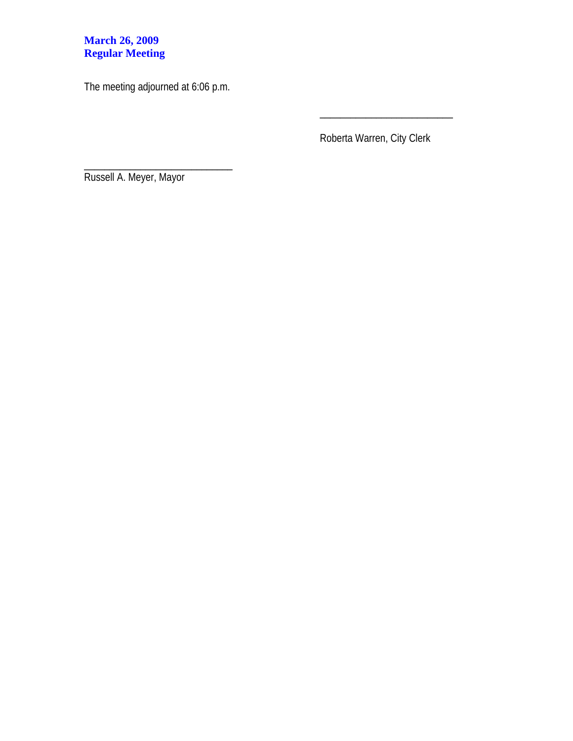**March 26, 2009**
**Regular Meeting**

The meeting adjourned at 6:06 p.m.

\_\_\_\_\_\_\_\_\_\_\_\_\_\_\_\_\_\_\_\_\_\_\_\_\_\_

Roberta Warren, City Clerk

\_\_\_\_\_\_\_\_\_\_\_\_\_\_\_\_\_\_\_\_\_\_\_\_\_\_\_\_\_

Russell A. Meyer, Mayor